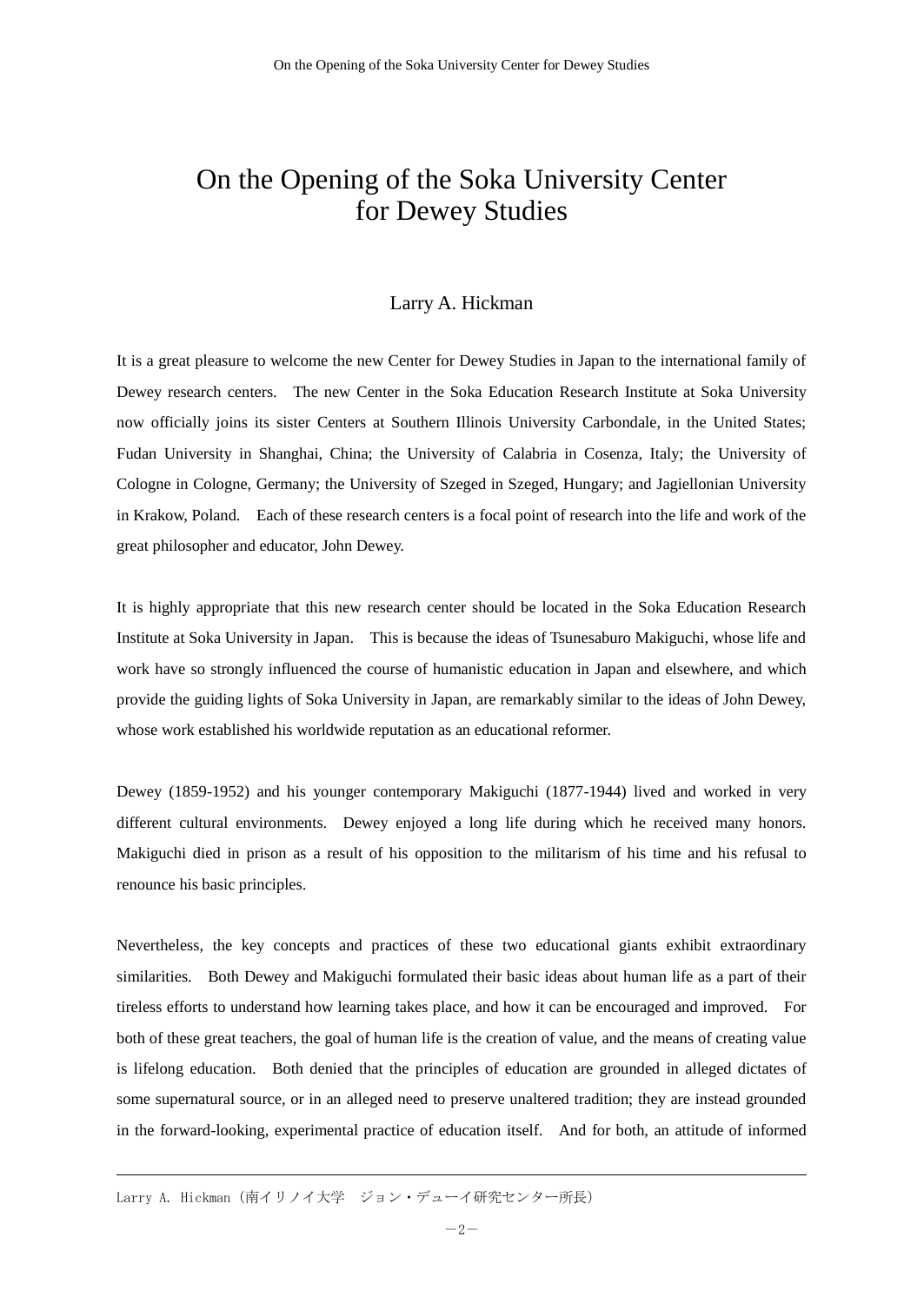# On the Opening of the Soka University Center for Dewey Studies

Larry A. Hickman

It is a great pleasure to welcome the new Center for Dewey Studies in Japan to the international family of Dewey research centers. The new Center in the Soka Education Research Institute at Soka University now officially joins its sister Centers at Southern Illinois University Carbondale, in the United States; Fudan University in Shanghai, China; the University of Calabria in Cosenza, Italy; the University of Cologne in Cologne, Germany; the University of Szeged in Szeged, Hungary; and Jagiellonian University in Krakow, Poland. Each of these research centers is a focal point of research into the life and work of the great philosopher and educator, John Dewey.

It is highly appropriate that this new research center should be located in the Soka Education Research Institute at Soka University in Japan. This is because the ideas of Tsunesaburo Makiguchi, whose life and work have so strongly influenced the course of humanistic education in Japan and elsewhere, and which provide the guiding lights of Soka University in Japan, are remarkably similar to the ideas of John Dewey, whose work established his worldwide reputation as an educational reformer.

Dewey (1859-1952) and his younger contemporary Makiguchi (1877-1944) lived and worked in very different cultural environments. Dewey enjoyed a long life during which he received many honors. Makiguchi died in prison as a result of his opposition to the militarism of his time and his refusal to renounce his basic principles.

Nevertheless, the key concepts and practices of these two educational giants exhibit extraordinary similarities. Both Dewey and Makiguchi formulated their basic ideas about human life as a part of their tireless efforts to understand how learning takes place, and how it can be encouraged and improved. For both of these great teachers, the goal of human life is the creation of value, and the means of creating value is lifelong education. Both denied that the principles of education are grounded in alleged dictates of some supernatural source, or in an alleged need to preserve unaltered tradition; they are instead grounded in the forward-looking, experimental practice of education itself. And for both, an attitude of informed

---

Larry A. Hickman（南イリノイ大学 ジョン・デューイ研究センター所長）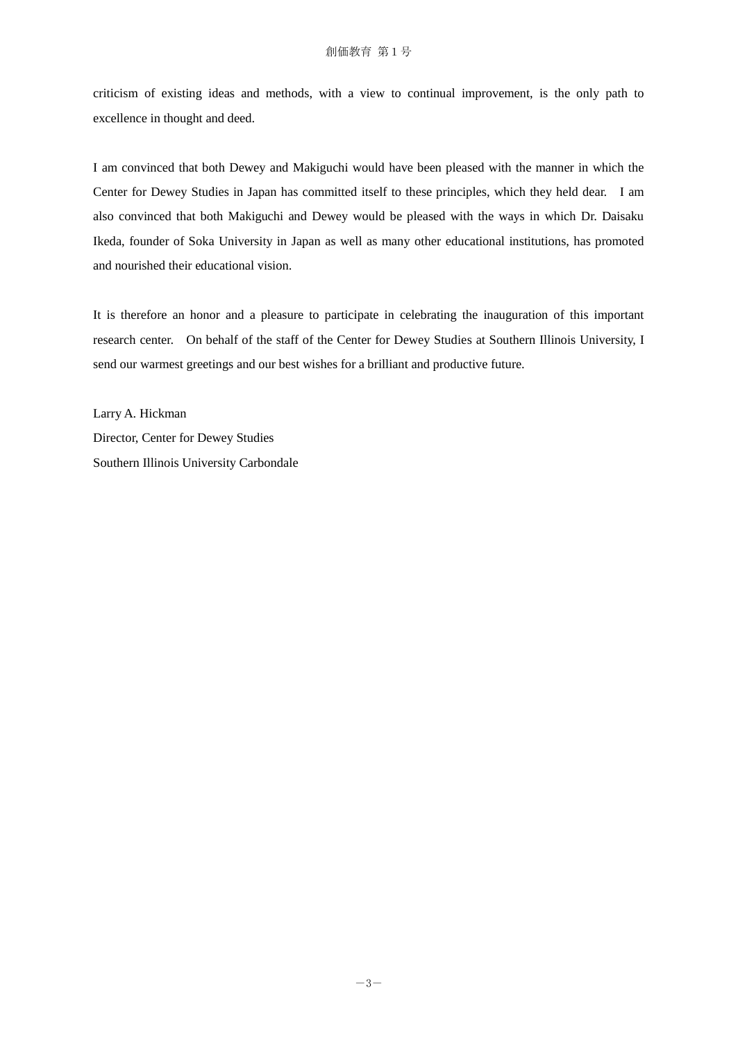criticism of existing ideas and methods, with a view to continual improvement, is the only path to excellence in thought and deed.

I am convinced that both Dewey and Makiguchi would have been pleased with the manner in which the Center for Dewey Studies in Japan has committed itself to these principles, which they held dear. I am also convinced that both Makiguchi and Dewey would be pleased with the ways in which Dr. Daisaku Ikeda, founder of Soka University in Japan as well as many other educational institutions, has promoted and nourished their educational vision.

It is therefore an honor and a pleasure to participate in celebrating the inauguration of this important research center. On behalf of the staff of the Center for Dewey Studies at Southern Illinois University, I send our warmest greetings and our best wishes for a brilliant and productive future.

Larry A. Hickman
Director, Center for Dewey Studies
Southern Illinois University Carbondale